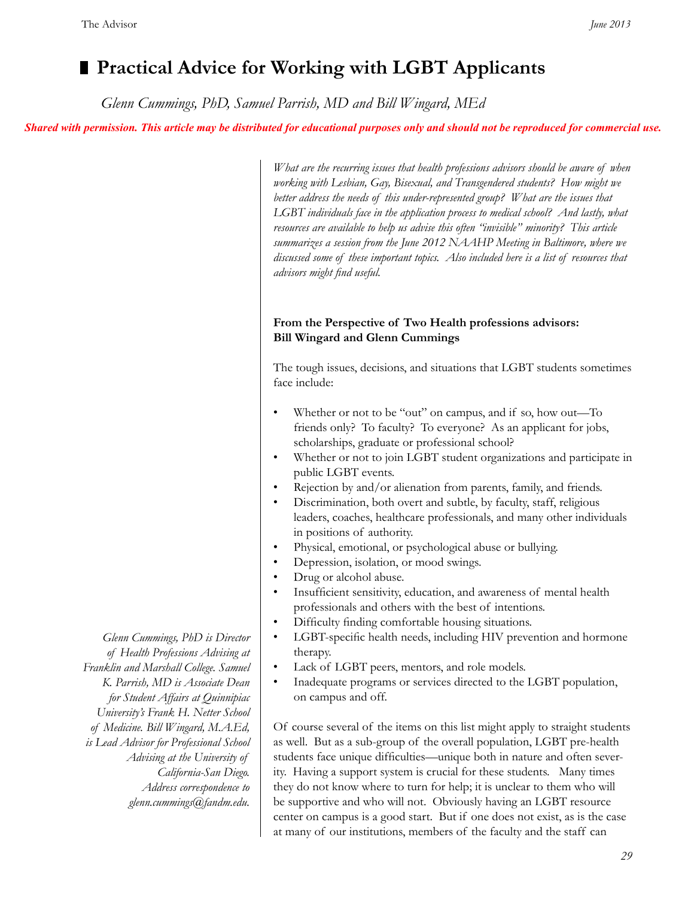# Practical Advice for Working with LGBT Applicants

*Glenn Cummings, PhD, Samuel Parrish, MD and Bill Wingard, MEd*

**Shared with permission. This article may be distributed for educational purposes only and should not be reproduced for commercial use.**

*What are the recurring issues that health professions advisors should be aware of when working with Lesbian, Gay, Bisexual, and Transgendered students? How might we better address the needs of this under-represented group? What are the issues that LGBT individuals face in the application process to medical school? And lastly, what resources are available to help us advise this often "invisible" minority? This article summarizes a session from the June 2012 NAAHP Meeting in Baltimore, where we discussed some of these important topics. Also included here is a list of resources that advisors might find useful.*

*Glenn Cummings, PhD is Director of Health Professions Advising at Franklin and Marshall College. Samuel K. Parrish, MD is Associate Dean for Student Affairs at Quinnipiac University's Frank H. Netter School of Medicine. Bill Wingard, M.A.Ed, is Lead Advisor for Professional School Advising at the University of California-San Diego. Address correspondence to glenn.cummings@fandm.edu.*

**From the Perspective of Two Health professions advisors: Bill Wingard and Glenn Cummings**

The tough issues, decisions, and situations that LGBT students sometimes face include:

- Whether or not to be "out" on campus, and if so, how out—To friends only? To faculty? To everyone? As an applicant for jobs, scholarships, graduate or professional school?
- Whether or not to join LGBT student organizations and participate in public LGBT events.
- Rejection by and/or alienation from parents, family, and friends.
- Discrimination, both overt and subtle, by faculty, staff, religious leaders, coaches, healthcare professionals, and many other individuals in positions of authority.
- Physical, emotional, or psychological abuse or bullying.
- Depression, isolation, or mood swings.
- Drug or alcohol abuse.
- Insufficient sensitivity, education, and awareness of mental health professionals and others with the best of intentions.
- Difficulty finding comfortable housing situations.
- LGBT-specific health needs, including HIV prevention and hormone therapy.
- Lack of LGBT peers, mentors, and role models.
- Inadequate programs or services directed to the LGBT population, on campus and off.

Of course several of the items on this list might apply to straight students as well. But as a sub-group of the overall population, LGBT pre-health students face unique difficulties—unique both in nature and often severity. Having a support system is crucial for these students. Many times they do not know where to turn for help; it is unclear to them who will be supportive and who will not. Obviously having an LGBT resource center on campus is a good start. But if one does not exist, as is the case at many of our institutions, members of the faculty and the staff can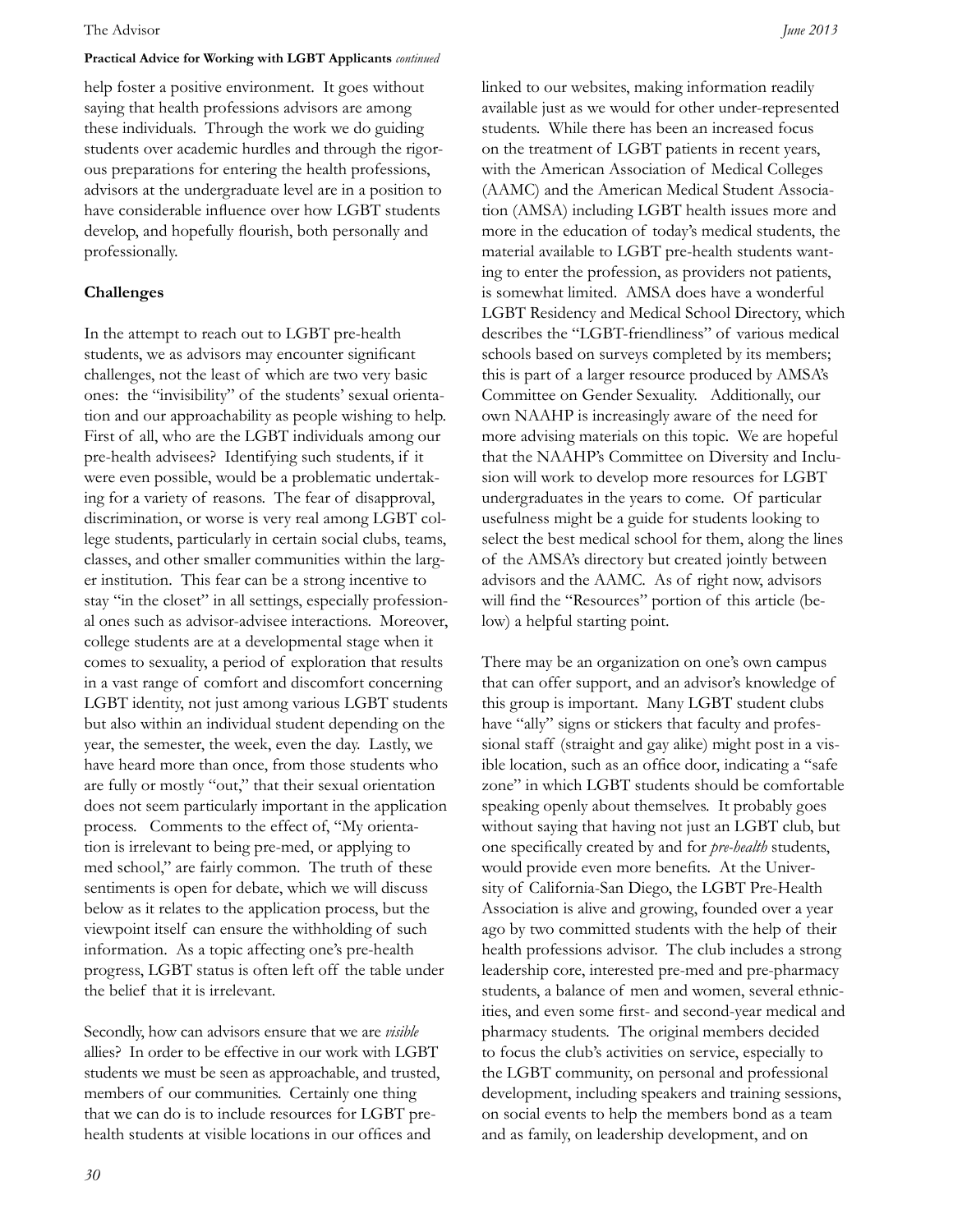help foster a positive environment. It goes without saying that health professions advisors are among these individuals. Through the work we do guiding students over academic hurdles and through the rigorous preparations for entering the health professions, advisors at the undergraduate level are in a position to have considerable influence over how LGBT students develop, and hopefully flourish, both personally and professionally.

**Challenges**

In the attempt to reach out to LGBT pre-health students, we as advisors may encounter significant challenges, not the least of which are two very basic ones: the "invisibility" of the students' sexual orientation and our approachability as people wishing to help. First of all, who are the LGBT individuals among our pre-health advisees? Identifying such students, if it were even possible, would be a problematic undertaking for a variety of reasons. The fear of disapproval, discrimination, or worse is very real among LGBT college students, particularly in certain social clubs, teams, classes, and other smaller communities within the larger institution. This fear can be a strong incentive to stay "in the closet" in all settings, especially professional ones such as advisor-advisee interactions. Moreover, college students are at a developmental stage when it comes to sexuality, a period of exploration that results in a vast range of comfort and discomfort concerning LGBT identity, not just among various LGBT students but also within an individual student depending on the year, the semester, the week, even the day. Lastly, we have heard more than once, from those students who are fully or mostly "out," that their sexual orientation does not seem particularly important in the application process. Comments to the effect of, "My orientation is irrelevant to being pre-med, or applying to med school," are fairly common. The truth of these sentiments is open for debate, which we will discuss below as it relates to the application process, but the viewpoint itself can ensure the withholding of such information. As a topic affecting one's pre-health progress, LGBT status is often left off the table under the belief that it is irrelevant.

Secondly, how can advisors ensure that we are *visible* allies? In order to be effective in our work with LGBT students we must be seen as approachable, and trusted, members of our communities. Certainly one thing that we can do is to include resources for LGBT pre-health students at visible locations in our offices and linked to our websites, making information readily available just as we would for other under-represented students. While there has been an increased focus on the treatment of LGBT patients in recent years, with the American Association of Medical Colleges (AAMC) and the American Medical Student Association (AMSA) including LGBT health issues more and more in the education of today's medical students, the material available to LGBT pre-health students wanting to enter the profession, as providers not patients, is somewhat limited. AMSA does have a wonderful LGBT Residency and Medical School Directory, which describes the "LGBT-friendliness" of various medical schools based on surveys completed by its members; this is part of a larger resource produced by AMSA's Committee on Gender Sexuality. Additionally, our own NAAHP is increasingly aware of the need for more advising materials on this topic. We are hopeful that the NAAHP's Committee on Diversity and Inclusion will work to develop more resources for LGBT undergraduates in the years to come. Of particular usefulness might be a guide for students looking to select the best medical school for them, along the lines of the AMSA's directory but created jointly between advisors and the AAMC. As of right now, advisors will find the "Resources" portion of this article (below) a helpful starting point.

There may be an organization on one's own campus that can offer support, and an advisor's knowledge of this group is important. Many LGBT student clubs have "ally" signs or stickers that faculty and professional staff (straight and gay alike) might post in a visible location, such as an office door, indicating a "safe zone" in which LGBT students should be comfortable speaking openly about themselves. It probably goes without saying that having not just an LGBT club, but one specifically created by and for *pre-health* students, would provide even more benefits. At the University of California-San Diego, the LGBT Pre-Health Association is alive and growing, founded over a year ago by two committed students with the help of their health professions advisor. The club includes a strong leadership core, interested pre-med and pre-pharmacy students, a balance of men and women, several ethnicities, and even some first- and second-year medical and pharmacy students. The original members decided to focus the club's activities on service, especially to the LGBT community, on personal and professional development, including speakers and training sessions, on social events to help the members bond as a team and as family, on leadership development, and on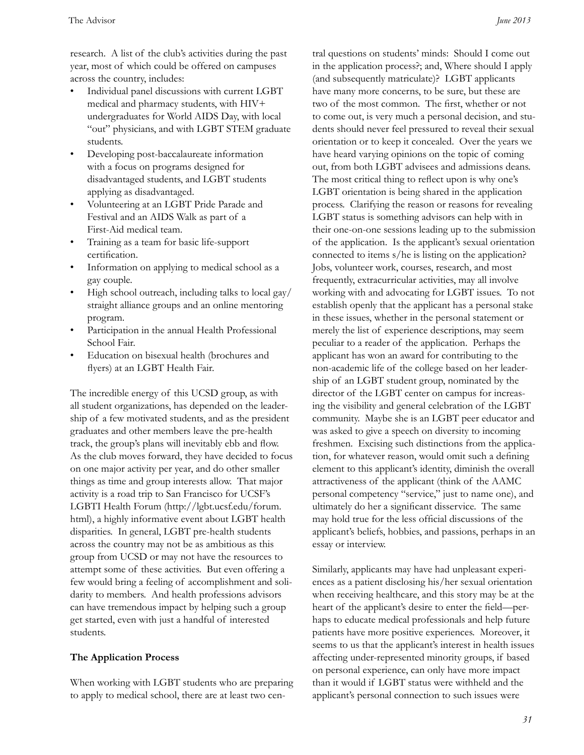research. A list of the club's activities during the past year, most of which could be offered on campuses across the country, includes:

- Individual panel discussions with current LGBT medical and pharmacy students, with HIV+ undergraduates for World AIDS Day, with local "out" physicians, and with LGBT STEM graduate students.
- Developing post-baccalaureate information with a focus on programs designed for disadvantaged students, and LGBT students applying as disadvantaged.
- Volunteering at an LGBT Pride Parade and Festival and an AIDS Walk as part of a First-Aid medical team.
- Training as a team for basic life-support certification.
- Information on applying to medical school as a gay couple.
- High school outreach, including talks to local gay/straight alliance groups and an online mentoring program.
- Participation in the annual Health Professional School Fair.
- Education on bisexual health (brochures and flyers) at an LGBT Health Fair.

The incredible energy of this UCSD group, as with all student organizations, has depended on the leadership of a few motivated students, and as the president graduates and other members leave the pre-health track, the group's plans will inevitably ebb and flow. As the club moves forward, they have decided to focus on one major activity per year, and do other smaller things as time and group interests allow. That major activity is a road trip to San Francisco for UCSF's LGBTI Health Forum (http://lgbt.ucsf.edu/forum.html), a highly informative event about LGBT health disparities. In general, LGBT pre-health students across the country may not be as ambitious as this group from UCSD or may not have the resources to attempt some of these activities. But even offering a few would bring a feeling of accomplishment and solidarity to members. And health professions advisors can have tremendous impact by helping such a group get started, even with just a handful of interested students.

**The Application Process**

When working with LGBT students who are preparing to apply to medical school, there are at least two central questions on students' minds: Should I come out in the application process?; and, Where should I apply (and subsequently matriculate)? LGBT applicants have many more concerns, to be sure, but these are two of the most common. The first, whether or not to come out, is very much a personal decision, and students should never feel pressured to reveal their sexual orientation or to keep it concealed. Over the years we have heard varying opinions on the topic of coming out, from both LGBT advisees and admissions deans. The most critical thing to reflect upon is why one's LGBT orientation is being shared in the application process. Clarifying the reason or reasons for revealing LGBT status is something advisors can help with in their one-on-one sessions leading up to the submission of the application. Is the applicant's sexual orientation connected to items s/he is listing on the application? Jobs, volunteer work, courses, research, and most frequently, extracurricular activities, may all involve working with and advocating for LGBT issues. To not establish openly that the applicant has a personal stake in these issues, whether in the personal statement or merely the list of experience descriptions, may seem peculiar to a reader of the application. Perhaps the applicant has won an award for contributing to the non-academic life of the college based on her leadership of an LGBT student group, nominated by the director of the LGBT center on campus for increasing the visibility and general celebration of the LGBT community. Maybe she is an LGBT peer educator and was asked to give a speech on diversity to incoming freshmen. Excising such distinctions from the application, for whatever reason, would omit such a defining element to this applicant's identity, diminish the overall attractiveness of the applicant (think of the AAMC personal competency "service," just to name one), and ultimately do her a significant disservice. The same may hold true for the less official discussions of the applicant's beliefs, hobbies, and passions, perhaps in an essay or interview.

Similarly, applicants may have had unpleasant experiences as a patient disclosing his/her sexual orientation when receiving healthcare, and this story may be at the heart of the applicant's desire to enter the field—perhaps to educate medical professionals and help future patients have more positive experiences. Moreover, it seems to us that the applicant's interest in health issues affecting under-represented minority groups, if based on personal experience, can only have more impact than it would if LGBT status were withheld and the applicant's personal connection to such issues were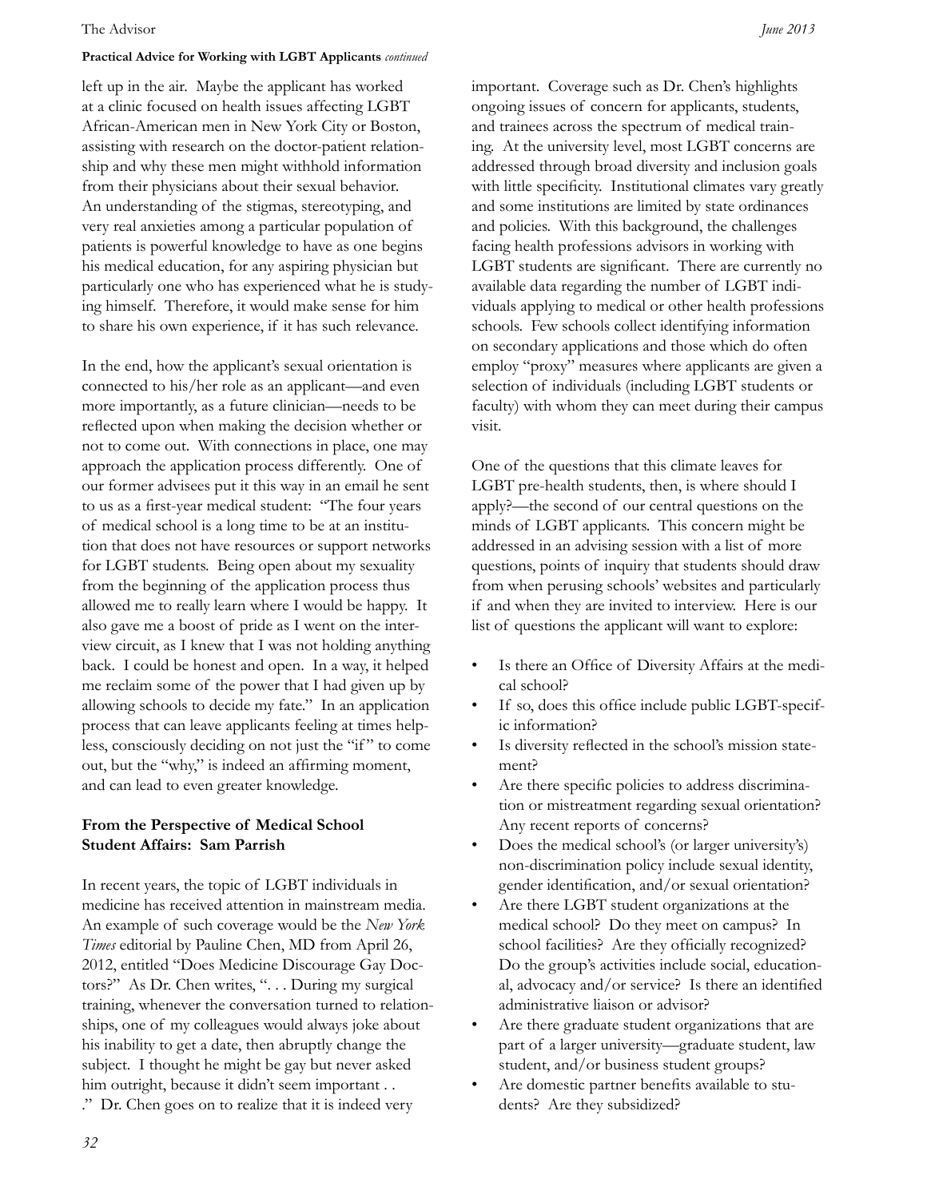left up in the air. Maybe the applicant has worked at a clinic focused on health issues affecting LGBT African-American men in New York City or Boston, assisting with research on the doctor-patient relationship and why these men might withhold information from their physicians about their sexual behavior. An understanding of the stigmas, stereotyping, and very real anxieties among a particular population of patients is powerful knowledge to have as one begins his medical education, for any aspiring physician but particularly one who has experienced what he is studying himself. Therefore, it would make sense for him to share his own experience, if it has such relevance.

In the end, how the applicant's sexual orientation is connected to his/her role as an applicant—and even more importantly, as a future clinician—needs to be reflected upon when making the decision whether or not to come out. With connections in place, one may approach the application process differently. One of our former advisees put it this way in an email he sent to us as a first-year medical student: "The four years of medical school is a long time to be at an institution that does not have resources or support networks for LGBT students. Being open about my sexuality from the beginning of the application process thus allowed me to really learn where I would be happy. It also gave me a boost of pride as I went on the interview circuit, as I knew that I was not holding anything back. I could be honest and open. In a way, it helped me reclaim some of the power that I had given up by allowing schools to decide my fate." In an application process that can leave applicants feeling at times helpless, consciously deciding on not just the "if" to come out, but the "why," is indeed an affirming moment, and can lead to even greater knowledge.

**From the Perspective of Medical School Student Affairs: Sam Parrish**

In recent years, the topic of LGBT individuals in medicine has received attention in mainstream media. An example of such coverage would be the *New York Times* editorial by Pauline Chen, MD from April 26, 2012, entitled "Does Medicine Discourage Gay Doctors?" As Dr. Chen writes, ". . . During my surgical training, whenever the conversation turned to relationships, one of my colleagues would always joke about his inability to get a date, then abruptly change the subject. I thought he might be gay but never asked him outright, because it didn't seem important . . ." Dr. Chen goes on to realize that it is indeed very important. Coverage such as Dr. Chen's highlights ongoing issues of concern for applicants, students, and trainees across the spectrum of medical training. At the university level, most LGBT concerns are addressed through broad diversity and inclusion goals with little specificity. Institutional climates vary greatly and some institutions are limited by state ordinances and policies. With this background, the challenges facing health professions advisors in working with LGBT students are significant. There are currently no available data regarding the number of LGBT individuals applying to medical or other health professions schools. Few schools collect identifying information on secondary applications and those which do often employ "proxy" measures where applicants are given a selection of individuals (including LGBT students or faculty) with whom they can meet during their campus visit.

One of the questions that this climate leaves for LGBT pre-health students, then, is where should I apply?—the second of our central questions on the minds of LGBT applicants. This concern might be addressed in an advising session with a list of more questions, points of inquiry that students should draw from when perusing schools' websites and particularly if and when they are invited to interview. Here is our list of questions the applicant will want to explore:

- Is there an Office of Diversity Affairs at the medical school?
- If so, does this office include public LGBT-specific information?
- Is diversity reflected in the school's mission statement?
- Are there specific policies to address discrimination or mistreatment regarding sexual orientation? Any recent reports of concerns?
- Does the medical school's (or larger university's) non-discrimination policy include sexual identity, gender identification, and/or sexual orientation?
- Are there LGBT student organizations at the medical school? Do they meet on campus? In school facilities? Are they officially recognized? Do the group's activities include social, educational, advocacy and/or service? Is there an identified administrative liaison or advisor?
- Are there graduate student organizations that are part of a larger university—graduate student, law student, and/or business student groups?
- Are domestic partner benefits available to students? Are they subsidized?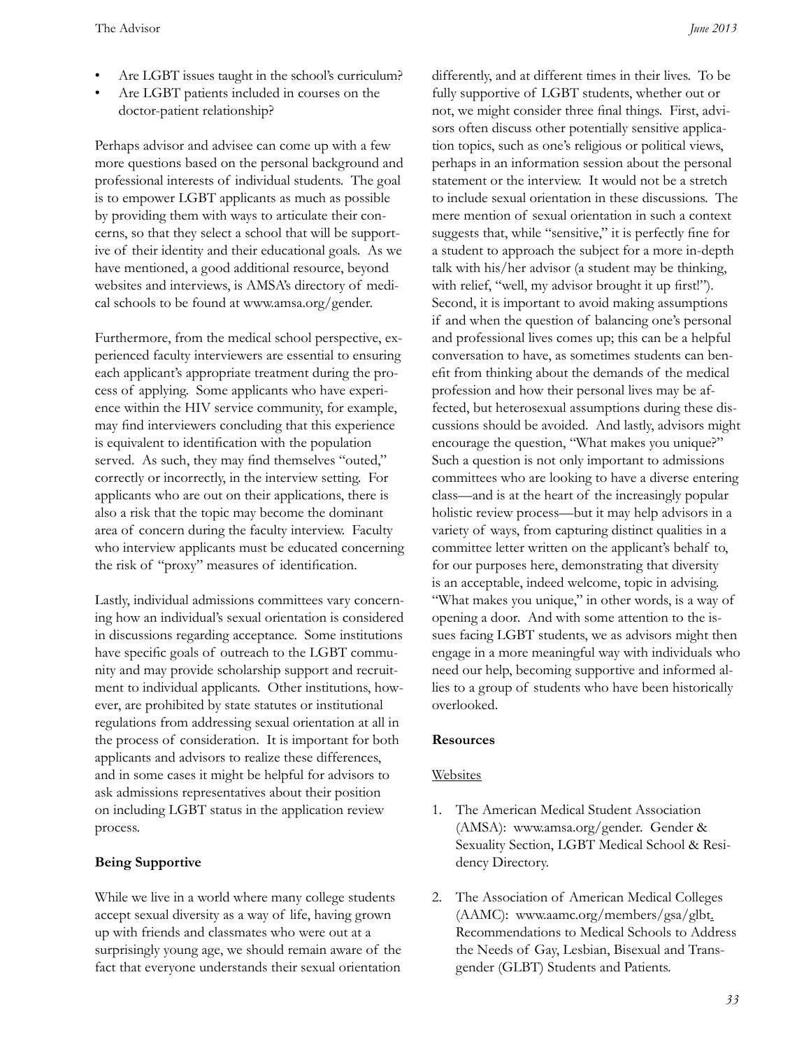- Are LGBT issues taught in the school's curriculum?
- Are LGBT patients included in courses on the doctor-patient relationship?

Perhaps advisor and advisee can come up with a few more questions based on the personal background and professional interests of individual students. The goal is to empower LGBT applicants as much as possible by providing them with ways to articulate their concerns, so that they select a school that will be supportive of their identity and their educational goals. As we have mentioned, a good additional resource, beyond websites and interviews, is AMSA's directory of medical schools to be found at www.amsa.org/gender.

Furthermore, from the medical school perspective, experienced faculty interviewers are essential to ensuring each applicant's appropriate treatment during the process of applying. Some applicants who have experience within the HIV service community, for example, may find interviewers concluding that this experience is equivalent to identification with the population served. As such, they may find themselves "outed," correctly or incorrectly, in the interview setting. For applicants who are out on their applications, there is also a risk that the topic may become the dominant area of concern during the faculty interview. Faculty who interview applicants must be educated concerning the risk of "proxy" measures of identification.

Lastly, individual admissions committees vary concerning how an individual's sexual orientation is considered in discussions regarding acceptance. Some institutions have specific goals of outreach to the LGBT community and may provide scholarship support and recruitment to individual applicants. Other institutions, however, are prohibited by state statutes or institutional regulations from addressing sexual orientation at all in the process of consideration. It is important for both applicants and advisors to realize these differences, and in some cases it might be helpful for advisors to ask admissions representatives about their position on including LGBT status in the application review process.

**Being Supportive**

While we live in a world where many college students accept sexual diversity as a way of life, having grown up with friends and classmates who were out at a surprisingly young age, we should remain aware of the fact that everyone understands their sexual orientation differently, and at different times in their lives. To be fully supportive of LGBT students, whether out or not, we might consider three final things. First, advisors often discuss other potentially sensitive application topics, such as one's religious or political views, perhaps in an information session about the personal statement or the interview. It would not be a stretch to include sexual orientation in these discussions. The mere mention of sexual orientation in such a context suggests that, while "sensitive," it is perfectly fine for a student to approach the subject for a more in-depth talk with his/her advisor (a student may be thinking, with relief, "well, my advisor brought it up first!"). Second, it is important to avoid making assumptions if and when the question of balancing one's personal and professional lives comes up; this can be a helpful conversation to have, as sometimes students can benefit from thinking about the demands of the medical profession and how their personal lives may be affected, but heterosexual assumptions during these discussions should be avoided. And lastly, advisors might encourage the question, "What makes you unique?" Such a question is not only important to admissions committees who are looking to have a diverse entering class—and is at the heart of the increasingly popular holistic review process—but it may help advisors in a variety of ways, from capturing distinct qualities in a committee letter written on the applicant's behalf to, for our purposes here, demonstrating that diversity is an acceptable, indeed welcome, topic in advising. "What makes you unique," in other words, is a way of opening a door. And with some attention to the issues facing LGBT students, we as advisors might then engage in a more meaningful way with individuals who need our help, becoming supportive and informed allies to a group of students who have been historically overlooked.

**Resources**

Websites

1. The American Medical Student Association (AMSA): www.amsa.org/gender. Gender & Sexuality Section, LGBT Medical School & Residency Directory.

2. The Association of American Medical Colleges (AAMC): www.aamc.org/members/gsa/glbt. Recommendations to Medical Schools to Address the Needs of Gay, Lesbian, Bisexual and Transgender (GLBT) Students and Patients.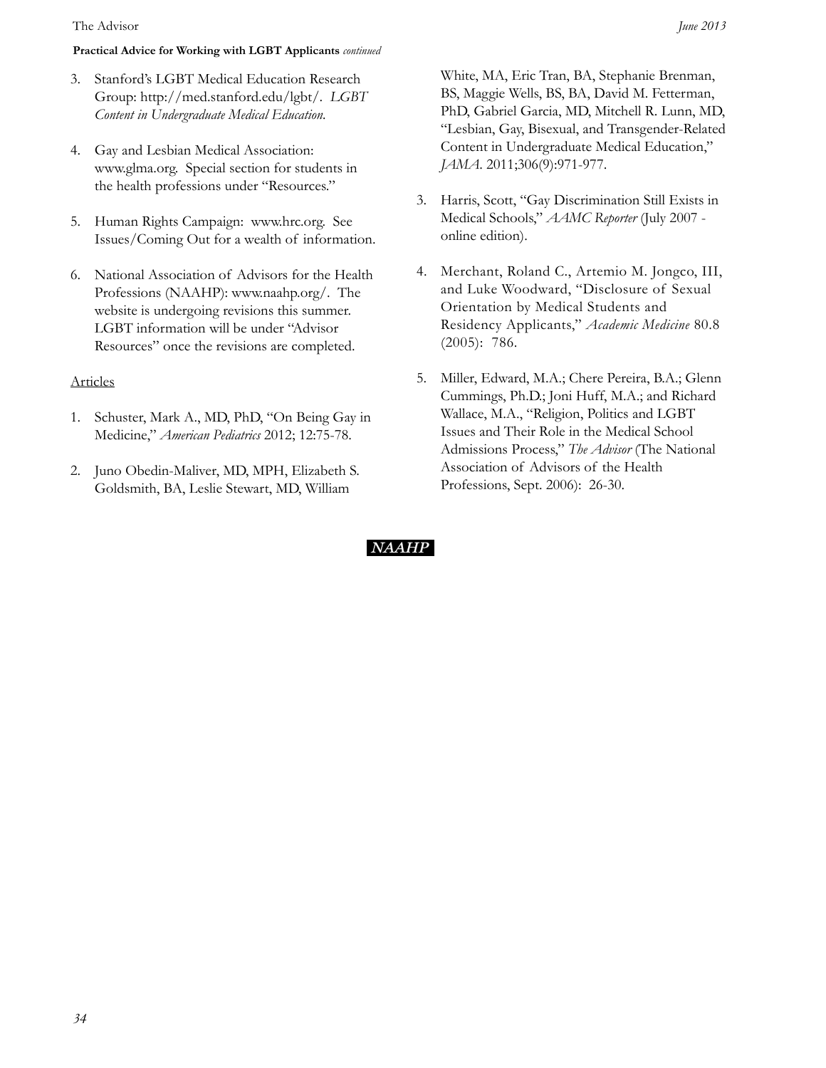**Practical Advice for Working with LGBT Applicants** *continued*

3. Stanford's LGBT Medical Education Research Group: http://med.stanford.edu/lgbt/. *LGBT Content in Undergraduate Medical Education.*

4. Gay and Lesbian Medical Association: www.glma.org. Special section for students in the health professions under "Resources."

5. Human Rights Campaign: www.hrc.org. See Issues/Coming Out for a wealth of information.

6. National Association of Advisors for the Health Professions (NAAHP): www.naahp.org/. The website is undergoing revisions this summer. LGBT information will be under "Advisor Resources" once the revisions are completed.

Articles

1. Schuster, Mark A., MD, PhD, "On Being Gay in Medicine," *American Pediatrics* 2012; 12:75-78.

2. Juno Obedin-Maliver, MD, MPH, Elizabeth S. Goldsmith, BA, Leslie Stewart, MD, William White, MA, Eric Tran, BA, Stephanie Brenman, BS, Maggie Wells, BS, BA, David M. Fetterman, PhD, Gabriel Garcia, MD, Mitchell R. Lunn, MD, "Lesbian, Gay, Bisexual, and Transgender-Related Content in Undergraduate Medical Education," *JAMA*. 2011;306(9):971-977.

3. Harris, Scott, "Gay Discrimination Still Exists in Medical Schools," *AAMC Reporter* (July 2007 - online edition).

4. Merchant, Roland C., Artemio M. Jongco, III, and Luke Woodward, "Disclosure of Sexual Orientation by Medical Students and Residency Applicants," *Academic Medicine* 80.8 (2005): 786.

5. Miller, Edward, M.A.; Chere Pereira, B.A.; Glenn Cummings, Ph.D.; Joni Huff, M.A.; and Richard Wallace, M.A., "Religion, Politics and LGBT Issues and Their Role in the Medical School Admissions Process," *The Advisor* (The National Association of Advisors of the Health Professions, Sept. 2006): 26-30.

***NAAHP***